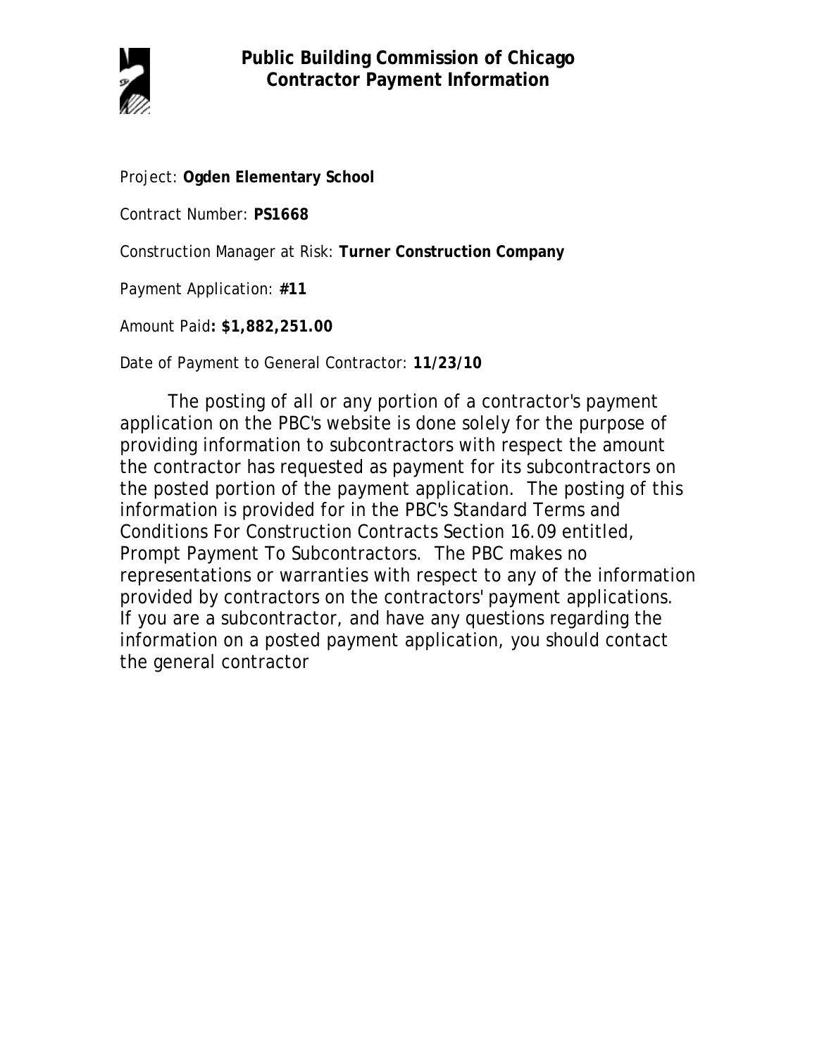# Public Building Commission of Chicago
## Contractor Payment Information

Project: **Ogden Elementary School**

Contract Number: **PS1668**

Construction Manager at Risk: **Turner Construction Company**

Payment Application: **#11**

Amount Paid**: $1,882,251.00**

Date of Payment to General Contractor: **11/23/10**

The posting of all or any portion of a contractor's payment application on the PBC's website is done solely for the purpose of providing information to subcontractors with respect the amount the contractor has requested as payment for its subcontractors on the posted portion of the payment application. The posting of this information is provided for in the PBC's Standard Terms and Conditions For Construction Contracts Section 16.09 entitled, Prompt Payment To Subcontractors. The PBC makes no representations or warranties with respect to any of the information provided by contractors on the contractors' payment applications. If you are a subcontractor, and have any questions regarding the information on a posted payment application, you should contact the general contractor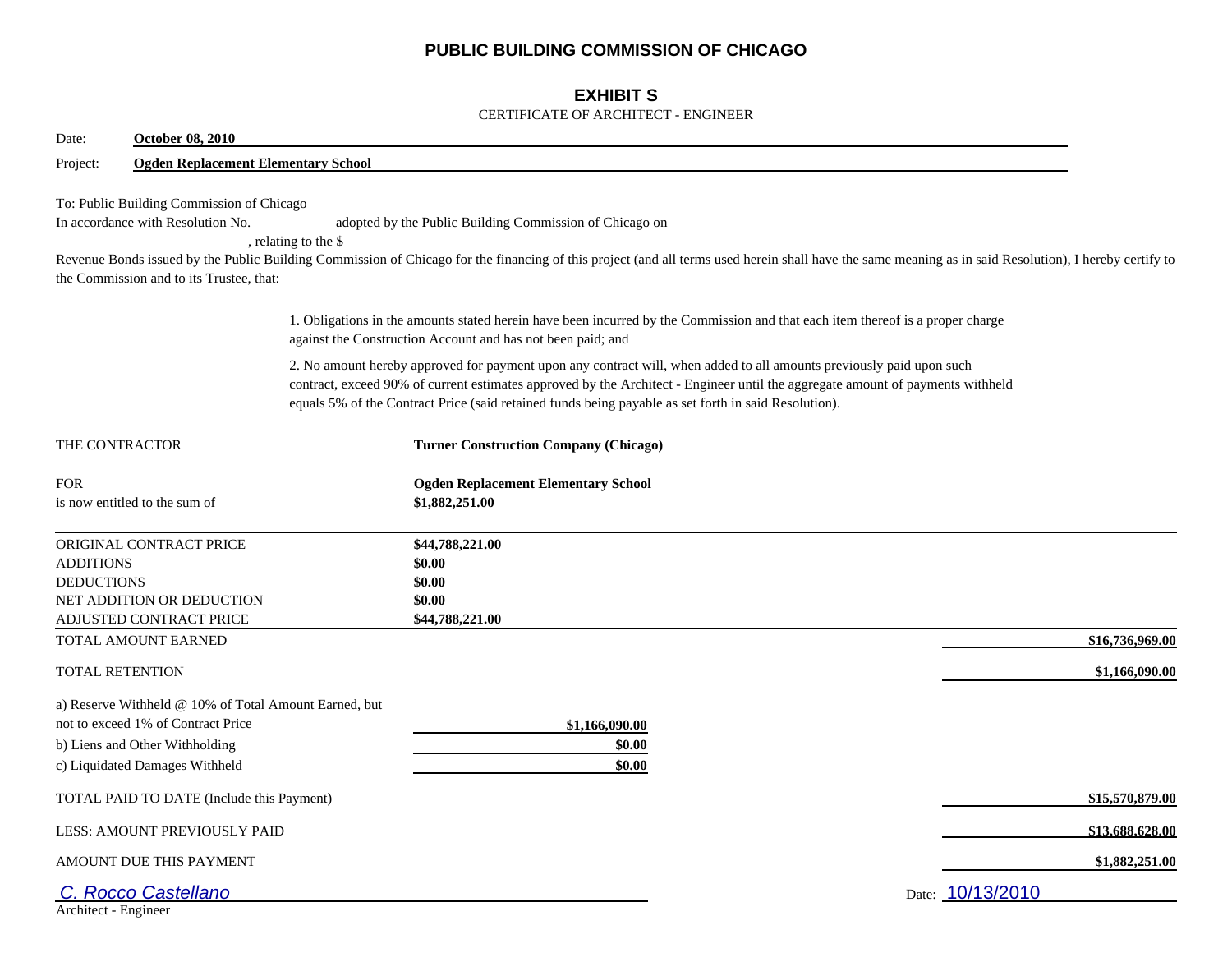# PUBLIC BUILDING COMMISSION OF CHICAGO

## EXHIBIT S

CERTIFICATE OF ARCHITECT - ENGINEER

Date: **October 08, 2010**

Project: **Ogden Replacement Elementary School**

To: Public Building Commission of Chicago

In accordance with Resolution No. adopted by the Public Building Commission of Chicago on , relating to the $ Revenue Bonds issued by the Public Building Commission of Chicago for the financing of this project (and all terms used herein shall have the same meaning as in said Resolution), I hereby certify to the Commission and to its Trustee, that:

1. Obligations in the amounts stated herein have been incurred by the Commission and that each item thereof is a proper charge against the Construction Account and has not been paid; and

2. No amount hereby approved for payment upon any contract will, when added to all amounts previously paid upon such contract, exceed 90% of current estimates approved by the Architect - Engineer until the aggregate amount of payments withheld equals 5% of the Contract Price (said retained funds being payable as set forth in said Resolution).

| | | |
|---|---|---|
| THE CONTRACTOR | **Turner Construction Company (Chicago)** | |
| FOR | **Ogden Replacement Elementary School** | |
| is now entitled to the sum of | **$1,882,251.00** | |
| ORIGINAL CONTRACT PRICE | **$44,788,221.00** | |
| ADDITIONS | **$0.00** | |
| DEDUCTIONS | **$0.00** | |
| NET ADDITION OR DEDUCTION | **$0.00** | |
| ADJUSTED CONTRACT PRICE | **$44,788,221.00** | |
| TOTAL AMOUNT EARNED | | **$16,736,969.00** |
| TOTAL RETENTION | | **$1,166,090.00** |
| a) Reserve Withheld @ 10% of Total Amount Earned, but not to exceed 1% of Contract Price | **$1,166,090.00** | |
| b) Liens and Other Withholding | **$0.00** | |
| c) Liquidated Damages Withheld | **$0.00** | |
| TOTAL PAID TO DATE (Include this Payment) | | **$15,570,879.00** |
| LESS: AMOUNT PREVIOUSLY PAID | | **$13,688,628.00** |
| AMOUNT DUE THIS PAYMENT | | **$1,882,251.00** |

*C. Rocco Castellano*

Architect - Engineer

Date: 10/13/2010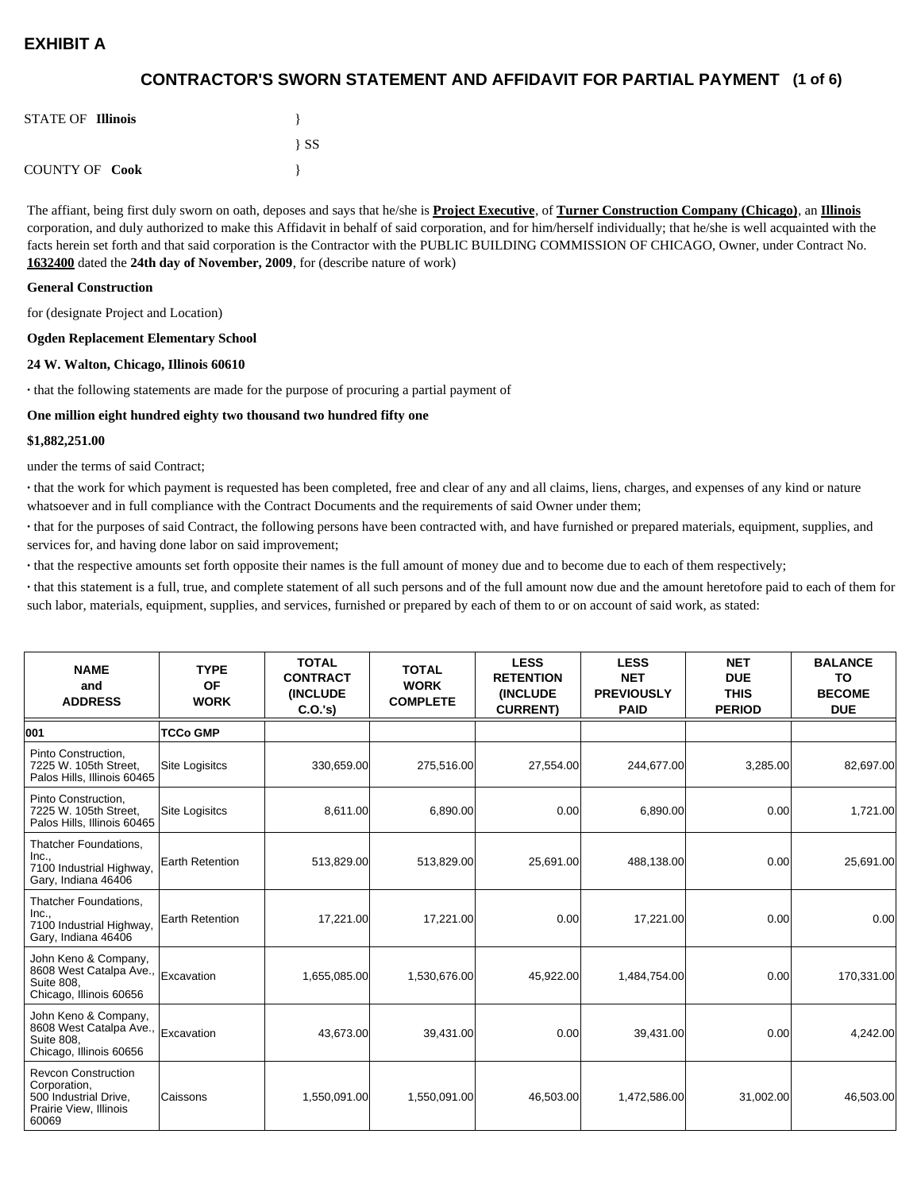# EXHIBIT A

## CONTRACTOR'S SWORN STATEMENT AND AFFIDAVIT FOR PARTIAL PAYMENT (1 of 6)

STATE OF **Illinois** }
} SS
COUNTY OF **Cook** }

The affiant, being first duly sworn on oath, deposes and says that he/she is **Project Executive**, of **Turner Construction Company (Chicago)**, an **Illinois** corporation, and duly authorized to make this Affidavit in behalf of said corporation, and for him/herself individually; that he/she is well acquainted with the facts herein set forth and that said corporation is the Contractor with the PUBLIC BUILDING COMMISSION OF CHICAGO, Owner, under Contract No. **1632400** dated the **24th day of November, 2009**, for (describe nature of work)

**General Construction**

for (designate Project and Location)

**Ogden Replacement Elementary School**

**24 W. Walton, Chicago, Illinois 60610**

· that the following statements are made for the purpose of procuring a partial payment of

**One million eight hundred eighty two thousand two hundred fifty one**

**$1,882,251.00**

under the terms of said Contract;

· that the work for which payment is requested has been completed, free and clear of any and all claims, liens, charges, and expenses of any kind or nature whatsoever and in full compliance with the Contract Documents and the requirements of said Owner under them;

· that for the purposes of said Contract, the following persons have been contracted with, and have furnished or prepared materials, equipment, supplies, and services for, and having done labor on said improvement;

· that the respective amounts set forth opposite their names is the full amount of money due and to become due to each of them respectively;

· that this statement is a full, true, and complete statement of all such persons and of the full amount now due and the amount heretofore paid to each of them for such labor, materials, equipment, supplies, and services, furnished or prepared by each of them to or on account of said work, as stated:

| NAME and ADDRESS | TYPE OF WORK | TOTAL CONTRACT (INCLUDE C.O.'s) | TOTAL WORK COMPLETE | LESS RETENTION (INCLUDE CURRENT) | LESS NET PREVIOUSLY PAID | NET DUE THIS PERIOD | BALANCE TO BECOME DUE |
|---|---|---|---|---|---|---|---|
| **001** | **TCCo GMP** | | | | | | |
| Pinto Construction, 7225 W. 105th Street, Palos Hills, Illinois 60465 | Site Logisitcs | 330,659.00 | 275,516.00 | 27,554.00 | 244,677.00 | 3,285.00 | 82,697.00 |
| Pinto Construction, 7225 W. 105th Street, Palos Hills, Illinois 60465 | Site Logisitcs | 8,611.00 | 6,890.00 | 0.00 | 6,890.00 | 0.00 | 1,721.00 |
| Thatcher Foundations, Inc., 7100 Industrial Highway, Gary, Indiana 46406 | Earth Retention | 513,829.00 | 513,829.00 | 25,691.00 | 488,138.00 | 0.00 | 25,691.00 |
| Thatcher Foundations, Inc., 7100 Industrial Highway, Gary, Indiana 46406 | Earth Retention | 17,221.00 | 17,221.00 | 0.00 | 17,221.00 | 0.00 | 0.00 |
| John Keno & Company, 8608 West Catalpa Ave., Suite 808, Chicago, Illinois 60656 | Excavation | 1,655,085.00 | 1,530,676.00 | 45,922.00 | 1,484,754.00 | 0.00 | 170,331.00 |
| John Keno & Company, 8608 West Catalpa Ave., Suite 808, Chicago, Illinois 60656 | Excavation | 43,673.00 | 39,431.00 | 0.00 | 39,431.00 | 0.00 | 4,242.00 |
| Revcon Construction Corporation, 500 Industrial Drive, Prairie View, Illinois 60069 | Caissons | 1,550,091.00 | 1,550,091.00 | 46,503.00 | 1,472,586.00 | 31,002.00 | 46,503.00 |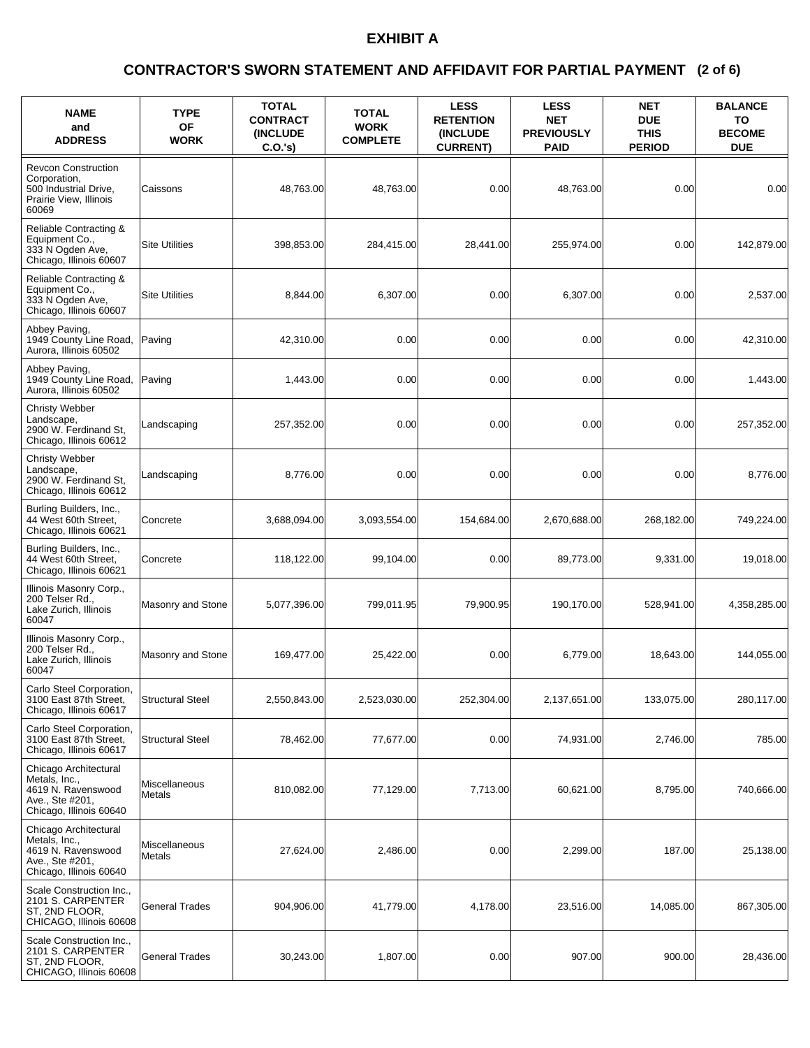# EXHIBIT A

## CONTRACTOR'S SWORN STATEMENT AND AFFIDAVIT FOR PARTIAL PAYMENT (2 of 6)

| NAME and ADDRESS | TYPE OF WORK | TOTAL CONTRACT (INCLUDE C.O.'s) | TOTAL WORK COMPLETE | LESS RETENTION (INCLUDE CURRENT) | LESS NET PREVIOUSLY PAID | NET DUE THIS PERIOD | BALANCE TO BECOME DUE |
|---|---|---|---|---|---|---|---|
| Revcon Construction Corporation, 500 Industrial Drive, Prairie View, Illinois 60069 | Caissons | 48,763.00 | 48,763.00 | 0.00 | 48,763.00 | 0.00 | 0.00 |
| Reliable Contracting & Equipment Co., 333 N Ogden Ave, Chicago, Illinois 60607 | Site Utilities | 398,853.00 | 284,415.00 | 28,441.00 | 255,974.00 | 0.00 | 142,879.00 |
| Reliable Contracting & Equipment Co., 333 N Ogden Ave, Chicago, Illinois 60607 | Site Utilities | 8,844.00 | 6,307.00 | 0.00 | 6,307.00 | 0.00 | 2,537.00 |
| Abbey Paving, 1949 County Line Road, Aurora, Illinois 60502 | Paving | 42,310.00 | 0.00 | 0.00 | 0.00 | 0.00 | 42,310.00 |
| Abbey Paving, 1949 County Line Road, Aurora, Illinois 60502 | Paving | 1,443.00 | 0.00 | 0.00 | 0.00 | 0.00 | 1,443.00 |
| Christy Webber Landscape, 2900 W. Ferdinand St, Chicago, Illinois 60612 | Landscaping | 257,352.00 | 0.00 | 0.00 | 0.00 | 0.00 | 257,352.00 |
| Christy Webber Landscape, 2900 W. Ferdinand St, Chicago, Illinois 60612 | Landscaping | 8,776.00 | 0.00 | 0.00 | 0.00 | 0.00 | 8,776.00 |
| Burling Builders, Inc., 44 West 60th Street, Chicago, Illinois 60621 | Concrete | 3,688,094.00 | 3,093,554.00 | 154,684.00 | 2,670,688.00 | 268,182.00 | 749,224.00 |
| Burling Builders, Inc., 44 West 60th Street, Chicago, Illinois 60621 | Concrete | 118,122.00 | 99,104.00 | 0.00 | 89,773.00 | 9,331.00 | 19,018.00 |
| Illinois Masonry Corp., 200 Telser Rd., Lake Zurich, Illinois 60047 | Masonry and Stone | 5,077,396.00 | 799,011.95 | 79,900.95 | 190,170.00 | 528,941.00 | 4,358,285.00 |
| Illinois Masonry Corp., 200 Telser Rd., Lake Zurich, Illinois 60047 | Masonry and Stone | 169,477.00 | 25,422.00 | 0.00 | 6,779.00 | 18,643.00 | 144,055.00 |
| Carlo Steel Corporation, 3100 East 87th Street, Chicago, Illinois 60617 | Structural Steel | 2,550,843.00 | 2,523,030.00 | 252,304.00 | 2,137,651.00 | 133,075.00 | 280,117.00 |
| Carlo Steel Corporation, 3100 East 87th Street, Chicago, Illinois 60617 | Structural Steel | 78,462.00 | 77,677.00 | 0.00 | 74,931.00 | 2,746.00 | 785.00 |
| Chicago Architectural Metals, Inc., 4619 N. Ravenswood Ave., Ste #201, Chicago, Illinois 60640 | Miscellaneous Metals | 810,082.00 | 77,129.00 | 7,713.00 | 60,621.00 | 8,795.00 | 740,666.00 |
| Chicago Architectural Metals, Inc., 4619 N. Ravenswood Ave., Ste #201, Chicago, Illinois 60640 | Miscellaneous Metals | 27,624.00 | 2,486.00 | 0.00 | 2,299.00 | 187.00 | 25,138.00 |
| Scale Construction Inc., 2101 S. CARPENTER ST, 2ND FLOOR, CHICAGO, Illinois 60608 | General Trades | 904,906.00 | 41,779.00 | 4,178.00 | 23,516.00 | 14,085.00 | 867,305.00 |
| Scale Construction Inc., 2101 S. CARPENTER ST, 2ND FLOOR, CHICAGO, Illinois 60608 | General Trades | 30,243.00 | 1,807.00 | 0.00 | 907.00 | 900.00 | 28,436.00 |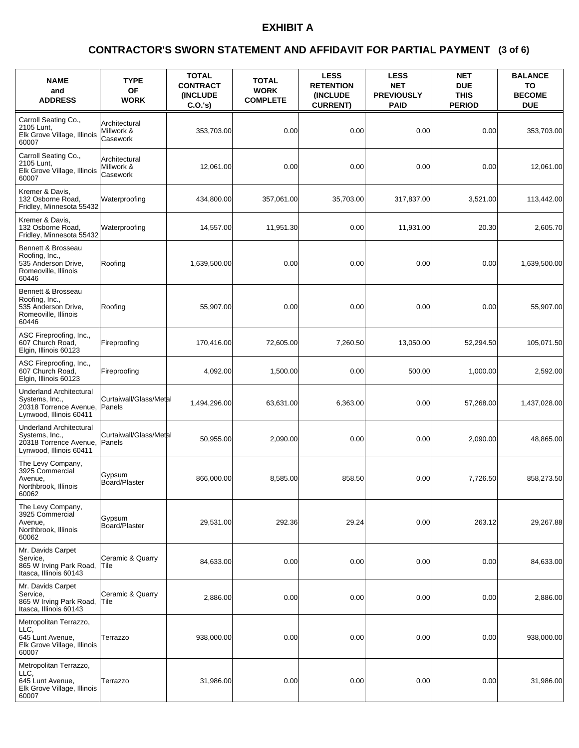# EXHIBIT A

## CONTRACTOR'S SWORN STATEMENT AND AFFIDAVIT FOR PARTIAL PAYMENT (3 of 6)

| NAME and ADDRESS | TYPE OF WORK | TOTAL CONTRACT (INCLUDE C.O.'s) | TOTAL WORK COMPLETE | LESS RETENTION (INCLUDE CURRENT) | LESS NET PREVIOUSLY PAID | NET DUE THIS PERIOD | BALANCE TO BECOME DUE |
|---|---|---|---|---|---|---|---|
| Carroll Seating Co., 2105 Lunt, Elk Grove Village, Illinois 60007 | Architectural Millwork & Casework | 353,703.00 | 0.00 | 0.00 | 0.00 | 0.00 | 353,703.00 |
| Carroll Seating Co., 2105 Lunt, Elk Grove Village, Illinois 60007 | Architectural Millwork & Casework | 12,061.00 | 0.00 | 0.00 | 0.00 | 0.00 | 12,061.00 |
| Kremer & Davis, 132 Osborne Road, Fridley, Minnesota 55432 | Waterproofing | 434,800.00 | 357,061.00 | 35,703.00 | 317,837.00 | 3,521.00 | 113,442.00 |
| Kremer & Davis, 132 Osborne Road, Fridley, Minnesota 55432 | Waterproofing | 14,557.00 | 11,951.30 | 0.00 | 11,931.00 | 20.30 | 2,605.70 |
| Bennett & Brosseau Roofing, Inc., 535 Anderson Drive, Romeoville, Illinois 60446 | Roofing | 1,639,500.00 | 0.00 | 0.00 | 0.00 | 0.00 | 1,639,500.00 |
| Bennett & Brosseau Roofing, Inc., 535 Anderson Drive, Romeoville, Illinois 60446 | Roofing | 55,907.00 | 0.00 | 0.00 | 0.00 | 0.00 | 55,907.00 |
| ASC Fireproofing, Inc., 607 Church Road, Elgin, Illinois 60123 | Fireproofing | 170,416.00 | 72,605.00 | 7,260.50 | 13,050.00 | 52,294.50 | 105,071.50 |
| ASC Fireproofing, Inc., 607 Church Road, Elgin, Illinois 60123 | Fireproofing | 4,092.00 | 1,500.00 | 0.00 | 500.00 | 1,000.00 | 2,592.00 |
| Underland Architectural Systems, Inc., 20318 Torrence Avenue, Lynwood, Illinois 60411 | Curtaiwall/Glass/Metal Panels | 1,494,296.00 | 63,631.00 | 6,363.00 | 0.00 | 57,268.00 | 1,437,028.00 |
| Underland Architectural Systems, Inc., 20318 Torrence Avenue, Lynwood, Illinois 60411 | Curtaiwall/Glass/Metal Panels | 50,955.00 | 2,090.00 | 0.00 | 0.00 | 2,090.00 | 48,865.00 |
| The Levy Company, 3925 Commercial Avenue, Northbrook, Illinois 60062 | Gypsum Board/Plaster | 866,000.00 | 8,585.00 | 858.50 | 0.00 | 7,726.50 | 858,273.50 |
| The Levy Company, 3925 Commercial Avenue, Northbrook, Illinois 60062 | Gypsum Board/Plaster | 29,531.00 | 292.36 | 29.24 | 0.00 | 263.12 | 29,267.88 |
| Mr. Davids Carpet Service, 865 W Irving Park Road, Itasca, Illinois 60143 | Ceramic & Quarry Tile | 84,633.00 | 0.00 | 0.00 | 0.00 | 0.00 | 84,633.00 |
| Mr. Davids Carpet Service, 865 W Irving Park Road, Itasca, Illinois 60143 | Ceramic & Quarry Tile | 2,886.00 | 0.00 | 0.00 | 0.00 | 0.00 | 2,886.00 |
| Metropolitan Terrazzo, LLC, 645 Lunt Avenue, Elk Grove Village, Illinois 60007 | Terrazzo | 938,000.00 | 0.00 | 0.00 | 0.00 | 0.00 | 938,000.00 |
| Metropolitan Terrazzo, LLC, 645 Lunt Avenue, Elk Grove Village, Illinois 60007 | Terrazzo | 31,986.00 | 0.00 | 0.00 | 0.00 | 0.00 | 31,986.00 |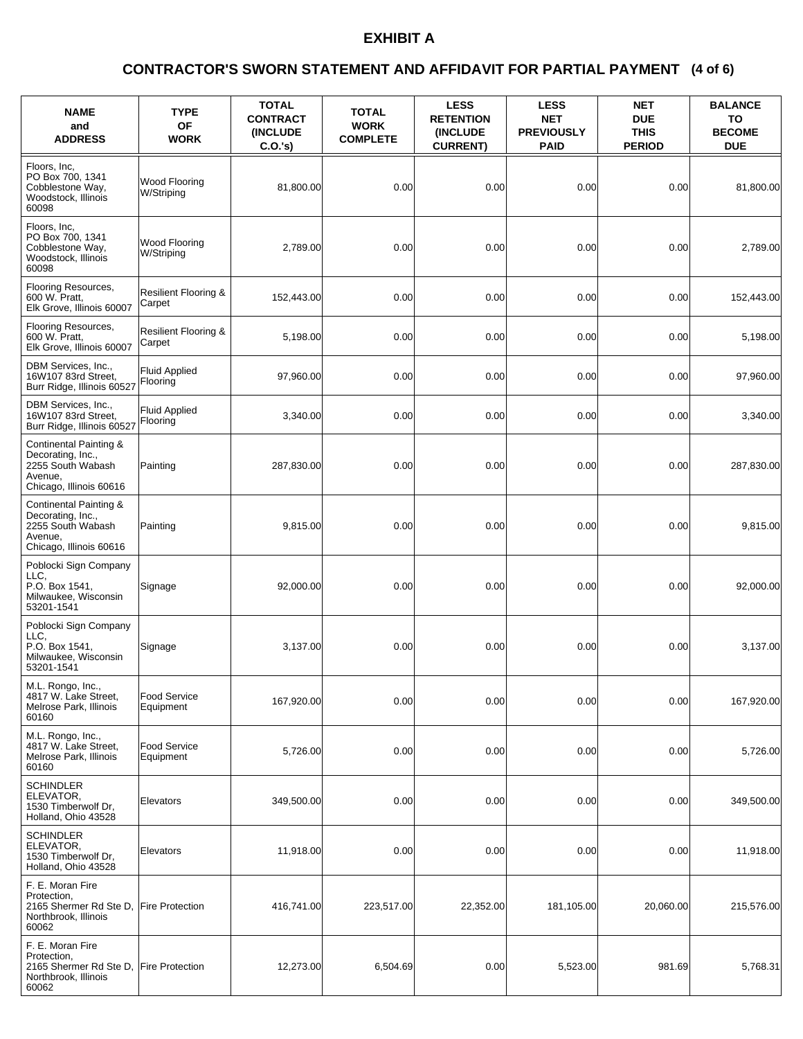# EXHIBIT A

## CONTRACTOR'S SWORN STATEMENT AND AFFIDAVIT FOR PARTIAL PAYMENT (4 of 6)

| NAME and ADDRESS | TYPE OF WORK | TOTAL CONTRACT (INCLUDE C.O.'s) | TOTAL WORK COMPLETE | LESS RETENTION (INCLUDE CURRENT) | LESS NET PREVIOUSLY PAID | NET DUE THIS PERIOD | BALANCE TO BECOME DUE |
|---|---|---|---|---|---|---|---|
| Floors, Inc, PO Box 700, 1341 Cobblestone Way, Woodstock, Illinois 60098 | Wood Flooring W/Striping | 81,800.00 | 0.00 | 0.00 | 0.00 | 0.00 | 81,800.00 |
| Floors, Inc, PO Box 700, 1341 Cobblestone Way, Woodstock, Illinois 60098 | Wood Flooring W/Striping | 2,789.00 | 0.00 | 0.00 | 0.00 | 0.00 | 2,789.00 |
| Flooring Resources, 600 W. Pratt, Elk Grove, Illinois 60007 | Resilient Flooring & Carpet | 152,443.00 | 0.00 | 0.00 | 0.00 | 0.00 | 152,443.00 |
| Flooring Resources, 600 W. Pratt, Elk Grove, Illinois 60007 | Resilient Flooring & Carpet | 5,198.00 | 0.00 | 0.00 | 0.00 | 0.00 | 5,198.00 |
| DBM Services, Inc., 16W107 83rd Street, Burr Ridge, Illinois 60527 | Fluid Applied Flooring | 97,960.00 | 0.00 | 0.00 | 0.00 | 0.00 | 97,960.00 |
| DBM Services, Inc., 16W107 83rd Street, Burr Ridge, Illinois 60527 | Fluid Applied Flooring | 3,340.00 | 0.00 | 0.00 | 0.00 | 0.00 | 3,340.00 |
| Continental Painting & Decorating, Inc., 2255 South Wabash Avenue, Chicago, Illinois 60616 | Painting | 287,830.00 | 0.00 | 0.00 | 0.00 | 0.00 | 287,830.00 |
| Continental Painting & Decorating, Inc., 2255 South Wabash Avenue, Chicago, Illinois 60616 | Painting | 9,815.00 | 0.00 | 0.00 | 0.00 | 0.00 | 9,815.00 |
| Poblocki Sign Company LLC, P.O. Box 1541, Milwaukee, Wisconsin 53201-1541 | Signage | 92,000.00 | 0.00 | 0.00 | 0.00 | 0.00 | 92,000.00 |
| Poblocki Sign Company LLC, P.O. Box 1541, Milwaukee, Wisconsin 53201-1541 | Signage | 3,137.00 | 0.00 | 0.00 | 0.00 | 0.00 | 3,137.00 |
| M.L. Rongo, Inc., 4817 W. Lake Street, Melrose Park, Illinois 60160 | Food Service Equipment | 167,920.00 | 0.00 | 0.00 | 0.00 | 0.00 | 167,920.00 |
| M.L. Rongo, Inc., 4817 W. Lake Street, Melrose Park, Illinois 60160 | Food Service Equipment | 5,726.00 | 0.00 | 0.00 | 0.00 | 0.00 | 5,726.00 |
| SCHINDLER ELEVATOR, 1530 Timberwolf Dr, Holland, Ohio 43528 | Elevators | 349,500.00 | 0.00 | 0.00 | 0.00 | 0.00 | 349,500.00 |
| SCHINDLER ELEVATOR, 1530 Timberwolf Dr, Holland, Ohio 43528 | Elevators | 11,918.00 | 0.00 | 0.00 | 0.00 | 0.00 | 11,918.00 |
| F. E. Moran Fire Protection, 2165 Shermer Rd Ste D, Northbrook, Illinois 60062 | Fire Protection | 416,741.00 | 223,517.00 | 22,352.00 | 181,105.00 | 20,060.00 | 215,576.00 |
| F. E. Moran Fire Protection, 2165 Shermer Rd Ste D, Northbrook, Illinois 60062 | Fire Protection | 12,273.00 | 6,504.69 | 0.00 | 5,523.00 | 981.69 | 5,768.31 |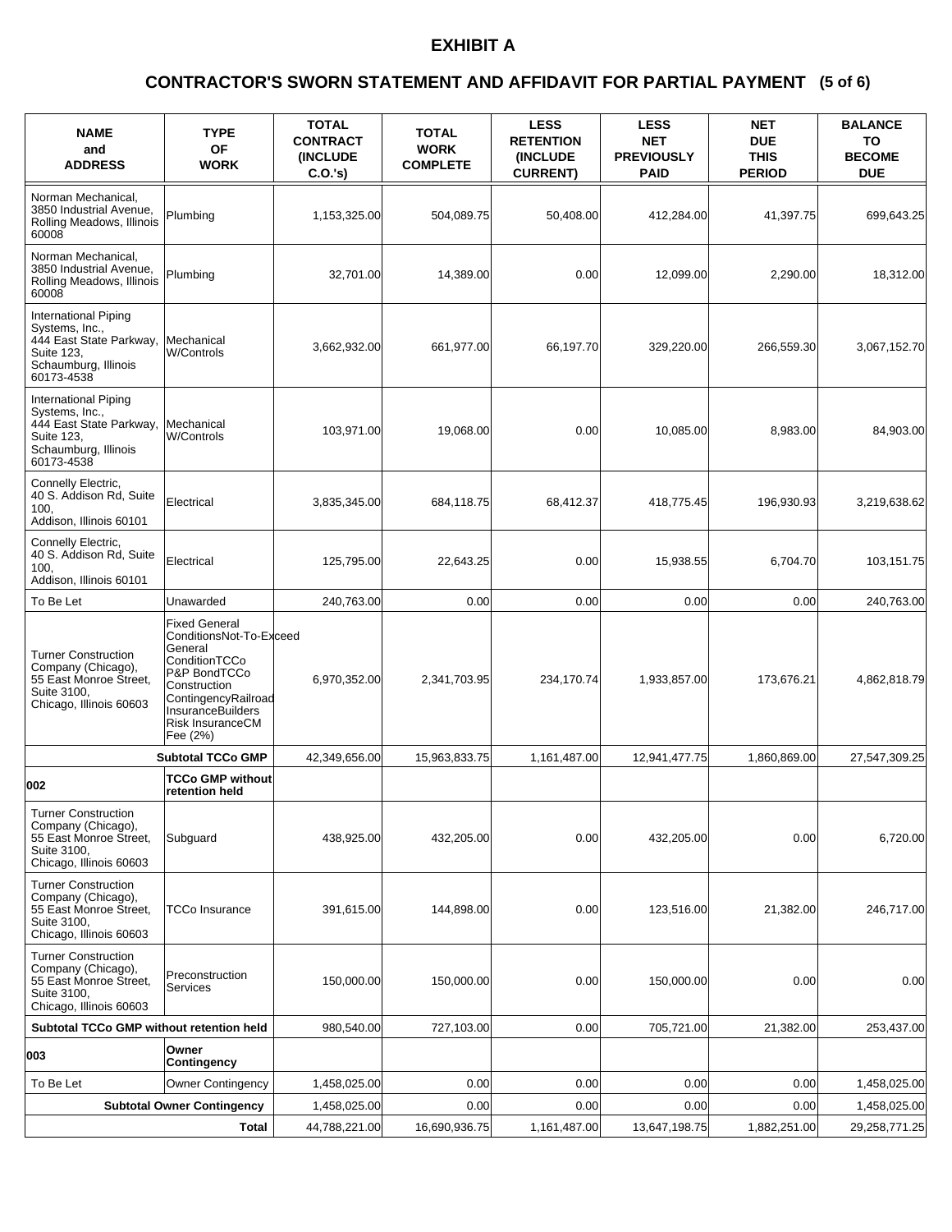# EXHIBIT A

## CONTRACTOR'S SWORN STATEMENT AND AFFIDAVIT FOR PARTIAL PAYMENT (5 of 6)

| NAME and ADDRESS | TYPE OF WORK | TOTAL CONTRACT (INCLUDE C.O.'s) | TOTAL WORK COMPLETE | LESS RETENTION (INCLUDE CURRENT) | LESS NET PREVIOUSLY PAID | NET DUE THIS PERIOD | BALANCE TO BECOME DUE |
|---|---|---|---|---|---|---|---|
| Norman Mechanical, 3850 Industrial Avenue, Rolling Meadows, Illinois 60008 | Plumbing | 1,153,325.00 | 504,089.75 | 50,408.00 | 412,284.00 | 41,397.75 | 699,643.25 |
| Norman Mechanical, 3850 Industrial Avenue, Rolling Meadows, Illinois 60008 | Plumbing | 32,701.00 | 14,389.00 | 0.00 | 12,099.00 | 2,290.00 | 18,312.00 |
| International Piping Systems, Inc., 444 East State Parkway, Suite 123, Schaumburg, Illinois 60173-4538 | Mechanical W/Controls | 3,662,932.00 | 661,977.00 | 66,197.70 | 329,220.00 | 266,559.30 | 3,067,152.70 |
| International Piping Systems, Inc., 444 East State Parkway, Suite 123, Schaumburg, Illinois 60173-4538 | Mechanical W/Controls | 103,971.00 | 19,068.00 | 0.00 | 10,085.00 | 8,983.00 | 84,903.00 |
| Connelly Electric, 40 S. Addison Rd, Suite 100, Addison, Illinois 60101 | Electrical | 3,835,345.00 | 684,118.75 | 68,412.37 | 418,775.45 | 196,930.93 | 3,219,638.62 |
| Connelly Electric, 40 S. Addison Rd, Suite 100, Addison, Illinois 60101 | Electrical | 125,795.00 | 22,643.25 | 0.00 | 15,938.55 | 6,704.70 | 103,151.75 |
| To Be Let | Unawarded | 240,763.00 | 0.00 | 0.00 | 0.00 | 0.00 | 240,763.00 |
| Turner Construction Company (Chicago), 55 East Monroe Street, Suite 3100, Chicago, Illinois 60603 | Fixed General ConditionsNot-To-Exceed General ConditionTCCo P&P BondTCCo Construction ContingencyRailroad InsuranceBuilders Risk InsuranceCM Fee (2%) | 6,970,352.00 | 2,341,703.95 | 234,170.74 | 1,933,857.00 | 173,676.21 | 4,862,818.79 |
| | **Subtotal TCCo GMP** | 42,349,656.00 | 15,963,833.75 | 1,161,487.00 | 12,941,477.75 | 1,860,869.00 | 27,547,309.25 |
| **002** | **TCCo GMP without retention held** | | | | | | |
| Turner Construction Company (Chicago), 55 East Monroe Street, Suite 3100, Chicago, Illinois 60603 | Subguard | 438,925.00 | 432,205.00 | 0.00 | 432,205.00 | 0.00 | 6,720.00 |
| Turner Construction Company (Chicago), 55 East Monroe Street, Suite 3100, Chicago, Illinois 60603 | TCCo Insurance | 391,615.00 | 144,898.00 | 0.00 | 123,516.00 | 21,382.00 | 246,717.00 |
| Turner Construction Company (Chicago), 55 East Monroe Street, Suite 3100, Chicago, Illinois 60603 | Preconstruction Services | 150,000.00 | 150,000.00 | 0.00 | 150,000.00 | 0.00 | 0.00 |
| **Subtotal TCCo GMP without retention held** | | 980,540.00 | 727,103.00 | 0.00 | 705,721.00 | 21,382.00 | 253,437.00 |
| **003** | **Owner Contingency** | | | | | | |
| To Be Let | Owner Contingency | 1,458,025.00 | 0.00 | 0.00 | 0.00 | 0.00 | 1,458,025.00 |
| | **Subtotal Owner Contingency** | 1,458,025.00 | 0.00 | 0.00 | 0.00 | 0.00 | 1,458,025.00 |
| | **Total** | 44,788,221.00 | 16,690,936.75 | 1,161,487.00 | 13,647,198.75 | 1,882,251.00 | 29,258,771.25 |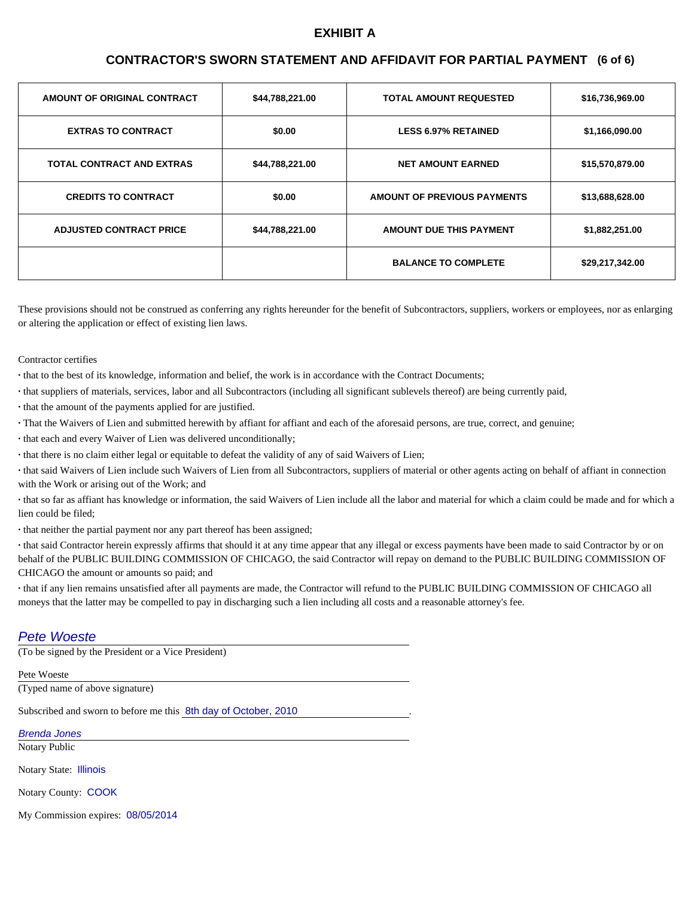# EXHIBIT A

## CONTRACTOR'S SWORN STATEMENT AND AFFIDAVIT FOR PARTIAL PAYMENT (6 of 6)

| | | | |
|---|---|---|---|
| **AMOUNT OF ORIGINAL CONTRACT** | **$44,788,221.00** | **TOTAL AMOUNT REQUESTED** | **$16,736,969.00** |
| **EXTRAS TO CONTRACT** | **$0.00** | **LESS 6.97% RETAINED** | **$1,166,090.00** |
| **TOTAL CONTRACT AND EXTRAS** | **$44,788,221.00** | **NET AMOUNT EARNED** | **$15,570,879.00** |
| **CREDITS TO CONTRACT** | **$0.00** | **AMOUNT OF PREVIOUS PAYMENTS** | **$13,688,628.00** |
| **ADJUSTED CONTRACT PRICE** | **$44,788,221.00** | **AMOUNT DUE THIS PAYMENT** | **$1,882,251.00** |
| | | **BALANCE TO COMPLETE** | **$29,217,342.00** |

These provisions should not be construed as conferring any rights hereunder for the benefit of Subcontractors, suppliers, workers or employees, nor as enlarging or altering the application or effect of existing lien laws.

Contractor certifies

- that to the best of its knowledge, information and belief, the work is in accordance with the Contract Documents;
- that suppliers of materials, services, labor and all Subcontractors (including all significant sublevels thereof) are being currently paid,
- that the amount of the payments applied for are justified.
- That the Waivers of Lien and submitted herewith by affiant for affiant and each of the aforesaid persons, are true, correct, and genuine;
- that each and every Waiver of Lien was delivered unconditionally;
- that there is no claim either legal or equitable to defeat the validity of any of said Waivers of Lien;
- that said Waivers of Lien include such Waivers of Lien from all Subcontractors, suppliers of material or other agents acting on behalf of affiant in connection with the Work or arising out of the Work; and
- that so far as affiant has knowledge or information, the said Waivers of Lien include all the labor and material for which a claim could be made and for which a lien could be filed;
- that neither the partial payment nor any part thereof has been assigned;
- that said Contractor herein expressly affirms that should it at any time appear that any illegal or excess payments have been made to said Contractor by or on behalf of the PUBLIC BUILDING COMMISSION OF CHICAGO, the said Contractor will repay on demand to the PUBLIC BUILDING COMMISSION OF CHICAGO the amount or amounts so paid; and
- that if any lien remains unsatisfied after all payments are made, the Contractor will refund to the PUBLIC BUILDING COMMISSION OF CHICAGO all moneys that the latter may be compelled to pay in discharging such a lien including all costs and a reasonable attorney's fee.

*Pete Woeste*
(To be signed by the President or a Vice President)

Pete Woeste
(Typed name of above signature)

Subscribed and sworn to before me this 8th day of October, 2010.

*Brenda Jones*
Notary Public

Notary State: Illinois

Notary County: COOK

My Commission expires: 08/05/2014